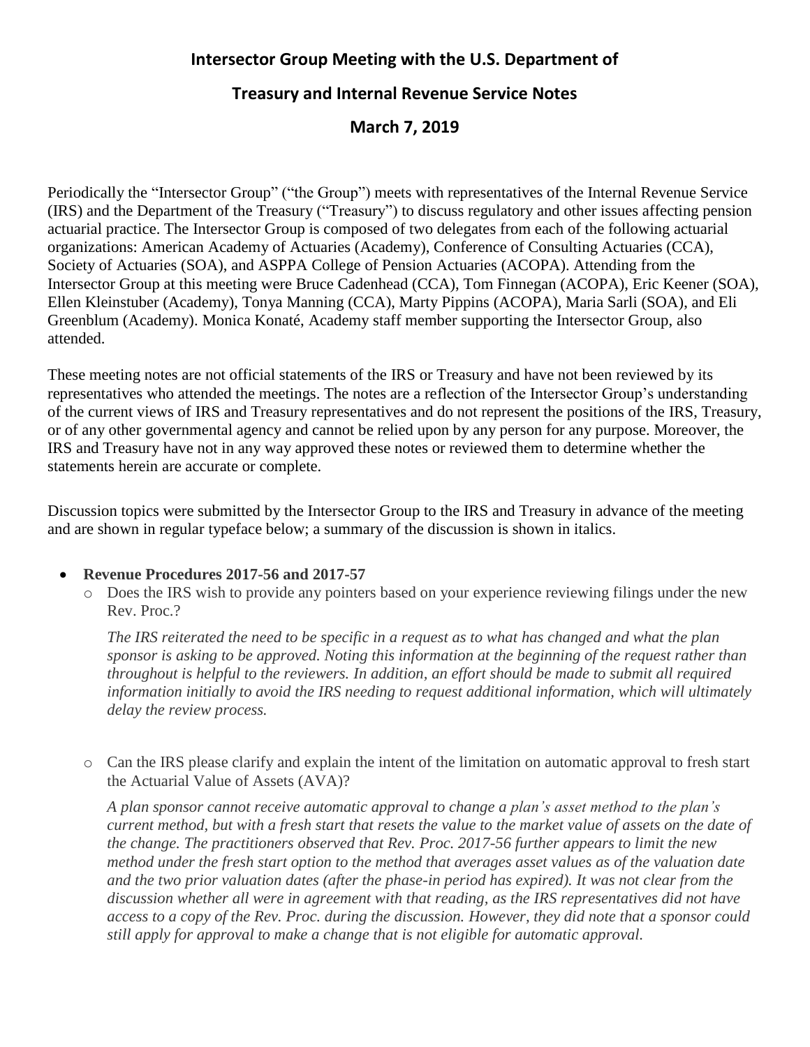# Intersector Group Meeting with the U.S. Department of Treasury and Internal Revenue Service Notes

## March 7, 2019

Periodically the "Intersector Group" ("the Group") meets with representatives of the Internal Revenue Service (IRS) and the Department of the Treasury ("Treasury") to discuss regulatory and other issues affecting pension actuarial practice. The Intersector Group is composed of two delegates from each of the following actuarial organizations: American Academy of Actuaries (Academy), Conference of Consulting Actuaries (CCA), Society of Actuaries (SOA), and ASPPA College of Pension Actuaries (ACOPA). Attending from the Intersector Group at this meeting were Bruce Cadenhead (CCA), Tom Finnegan (ACOPA), Eric Keener (SOA), Ellen Kleinstuber (Academy), Tonya Manning (CCA), Marty Pippins (ACOPA), Maria Sarli (SOA), and Eli Greenblum (Academy). Monica Konaté, Academy staff member supporting the Intersector Group, also attended.

These meeting notes are not official statements of the IRS or Treasury and have not been reviewed by its representatives who attended the meetings. The notes are a reflection of the Intersector Group's understanding of the current views of IRS and Treasury representatives and do not represent the positions of the IRS, Treasury, or of any other governmental agency and cannot be relied upon by any person for any purpose. Moreover, the IRS and Treasury have not in any way approved these notes or reviewed them to determine whether the statements herein are accurate or complete.

Discussion topics were submitted by the Intersector Group to the IRS and Treasury in advance of the meeting and are shown in regular typeface below; a summary of the discussion is shown in italics.

- **Revenue Procedures 2017-56 and 2017-57**
  - Does the IRS wish to provide any pointers based on your experience reviewing filings under the new Rev. Proc.?

    *The IRS reiterated the need to be specific in a request as to what has changed and what the plan sponsor is asking to be approved. Noting this information at the beginning of the request rather than throughout is helpful to the reviewers. In addition, an effort should be made to submit all required information initially to avoid the IRS needing to request additional information, which will ultimately delay the review process.*

  - Can the IRS please clarify and explain the intent of the limitation on automatic approval to fresh start the Actuarial Value of Assets (AVA)?

    *A plan sponsor cannot receive automatic approval to change a plan's asset method to the plan's current method, but with a fresh start that resets the value to the market value of assets on the date of the change. The practitioners observed that Rev. Proc. 2017-56 further appears to limit the new method under the fresh start option to the method that averages asset values as of the valuation date and the two prior valuation dates (after the phase-in period has expired). It was not clear from the discussion whether all were in agreement with that reading, as the IRS representatives did not have access to a copy of the Rev. Proc. during the discussion. However, they did note that a sponsor could still apply for approval to make a change that is not eligible for automatic approval.*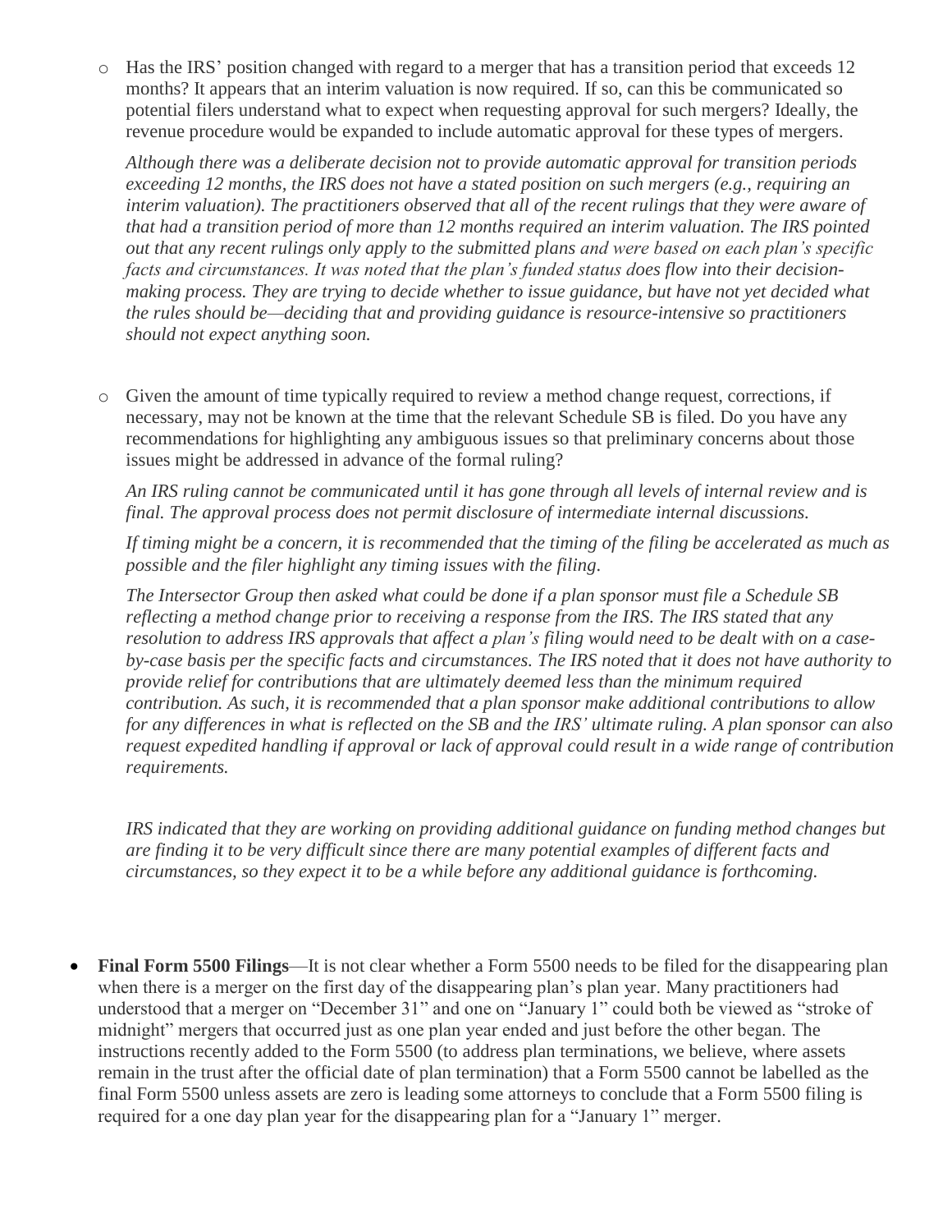- Has the IRS' position changed with regard to a merger that has a transition period that exceeds 12 months? It appears that an interim valuation is now required. If so, can this be communicated so potential filers understand what to expect when requesting approval for such mergers? Ideally, the revenue procedure would be expanded to include automatic approval for these types of mergers.

  *Although there was a deliberate decision not to provide automatic approval for transition periods exceeding 12 months, the IRS does not have a stated position on such mergers (e.g., requiring an interim valuation). The practitioners observed that all of the recent rulings that they were aware of that had a transition period of more than 12 months required an interim valuation. The IRS pointed out that any recent rulings only apply to the submitted plans and were based on each plan's specific facts and circumstances. It was noted that the plan's funded status does flow into their decision-making process. They are trying to decide whether to issue guidance, but have not yet decided what the rules should be—deciding that and providing guidance is resource-intensive so practitioners should not expect anything soon.*

- Given the amount of time typically required to review a method change request, corrections, if necessary, may not be known at the time that the relevant Schedule SB is filed. Do you have any recommendations for highlighting any ambiguous issues so that preliminary concerns about those issues might be addressed in advance of the formal ruling?

  *An IRS ruling cannot be communicated until it has gone through all levels of internal review and is final. The approval process does not permit disclosure of intermediate internal discussions.*

  *If timing might be a concern, it is recommended that the timing of the filing be accelerated as much as possible and the filer highlight any timing issues with the filing.*

  *The Intersector Group then asked what could be done if a plan sponsor must file a Schedule SB reflecting a method change prior to receiving a response from the IRS. The IRS stated that any resolution to address IRS approvals that affect a plan's filing would need to be dealt with on a case-by-case basis per the specific facts and circumstances. The IRS noted that it does not have authority to provide relief for contributions that are ultimately deemed less than the minimum required contribution. As such, it is recommended that a plan sponsor make additional contributions to allow for any differences in what is reflected on the SB and the IRS' ultimate ruling. A plan sponsor can also request expedited handling if approval or lack of approval could result in a wide range of contribution requirements.*

  *IRS indicated that they are working on providing additional guidance on funding method changes but are finding it to be very difficult since there are many potential examples of different facts and circumstances, so they expect it to be a while before any additional guidance is forthcoming.*

- **Final Form 5500 Filings**—It is not clear whether a Form 5500 needs to be filed for the disappearing plan when there is a merger on the first day of the disappearing plan's plan year. Many practitioners had understood that a merger on "December 31" and one on "January 1" could both be viewed as "stroke of midnight" mergers that occurred just as one plan year ended and just before the other began. The instructions recently added to the Form 5500 (to address plan terminations, we believe, where assets remain in the trust after the official date of plan termination) that a Form 5500 cannot be labelled as the final Form 5500 unless assets are zero is leading some attorneys to conclude that a Form 5500 filing is required for a one day plan year for the disappearing plan for a "January 1" merger.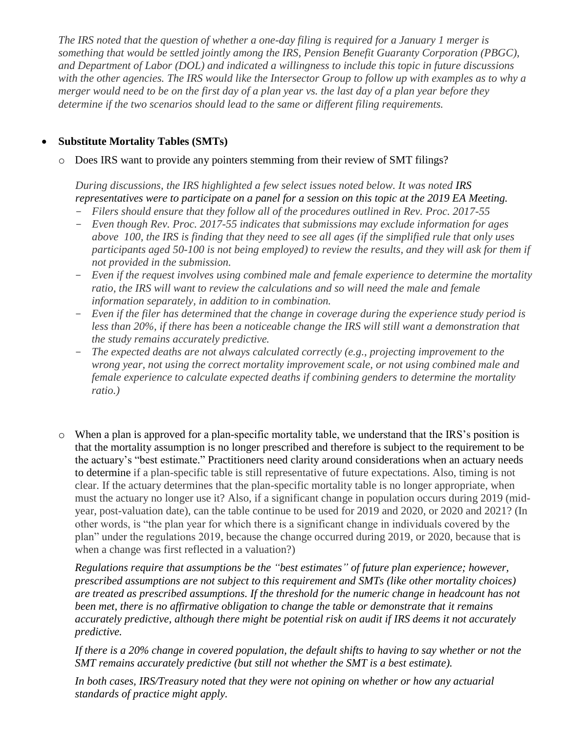*The IRS noted that the question of whether a one-day filing is required for a January 1 merger is something that would be settled jointly among the IRS, Pension Benefit Guaranty Corporation (PBGC), and Department of Labor (DOL) and indicated a willingness to include this topic in future discussions with the other agencies. The IRS would like the Intersector Group to follow up with examples as to why a merger would need to be on the first day of a plan year vs. the last day of a plan year before they determine if the two scenarios should lead to the same or different filing requirements.*

- **Substitute Mortality Tables (SMTs)**
  - Does IRS want to provide any pointers stemming from their review of SMT filings?

    *During discussions, the IRS highlighted a few select issues noted below. It was noted IRS representatives were to participate on a panel for a session on this topic at the 2019 EA Meeting.*

    - *Filers should ensure that they follow all of the procedures outlined in Rev. Proc. 2017-55*
    - *Even though Rev. Proc. 2017-55 indicates that submissions may exclude information for ages above 100, the IRS is finding that they need to see all ages (if the simplified rule that only uses participants aged 50-100 is not being employed) to review the results, and they will ask for them if not provided in the submission.*
    - *Even if the request involves using combined male and female experience to determine the mortality ratio, the IRS will want to review the calculations and so will need the male and female information separately, in addition to in combination.*
    - *Even if the filer has determined that the change in coverage during the experience study period is less than 20%, if there has been a noticeable change the IRS will still want a demonstration that the study remains accurately predictive.*
    - *The expected deaths are not always calculated correctly (e.g., projecting improvement to the wrong year, not using the correct mortality improvement scale, or not using combined male and female experience to calculate expected deaths if combining genders to determine the mortality ratio.)*

  - When a plan is approved for a plan-specific mortality table, we understand that the IRS's position is that the mortality assumption is no longer prescribed and therefore is subject to the requirement to be the actuary's "best estimate." Practitioners need clarity around considerations when an actuary needs to determine if a plan-specific table is still representative of future expectations. Also, timing is not clear. If the actuary determines that the plan-specific mortality table is no longer appropriate, when must the actuary no longer use it? Also, if a significant change in population occurs during 2019 (mid-year, post-valuation date), can the table continue to be used for 2019 and 2020, or 2020 and 2021? (In other words, is "the plan year for which there is a significant change in individuals covered by the plan" under the regulations 2019, because the change occurred during 2019, or 2020, because that is when a change was first reflected in a valuation?)

    *Regulations require that assumptions be the "best estimates" of future plan experience; however, prescribed assumptions are not subject to this requirement and SMTs (like other mortality choices) are treated as prescribed assumptions. If the threshold for the numeric change in headcount has not been met, there is no affirmative obligation to change the table or demonstrate that it remains accurately predictive, although there might be potential risk on audit if IRS deems it not accurately predictive.*

    *If there is a 20% change in covered population, the default shifts to having to say whether or not the SMT remains accurately predictive (but still not whether the SMT is a best estimate).*

    *In both cases, IRS/Treasury noted that they were not opining on whether or how any actuarial standards of practice might apply.*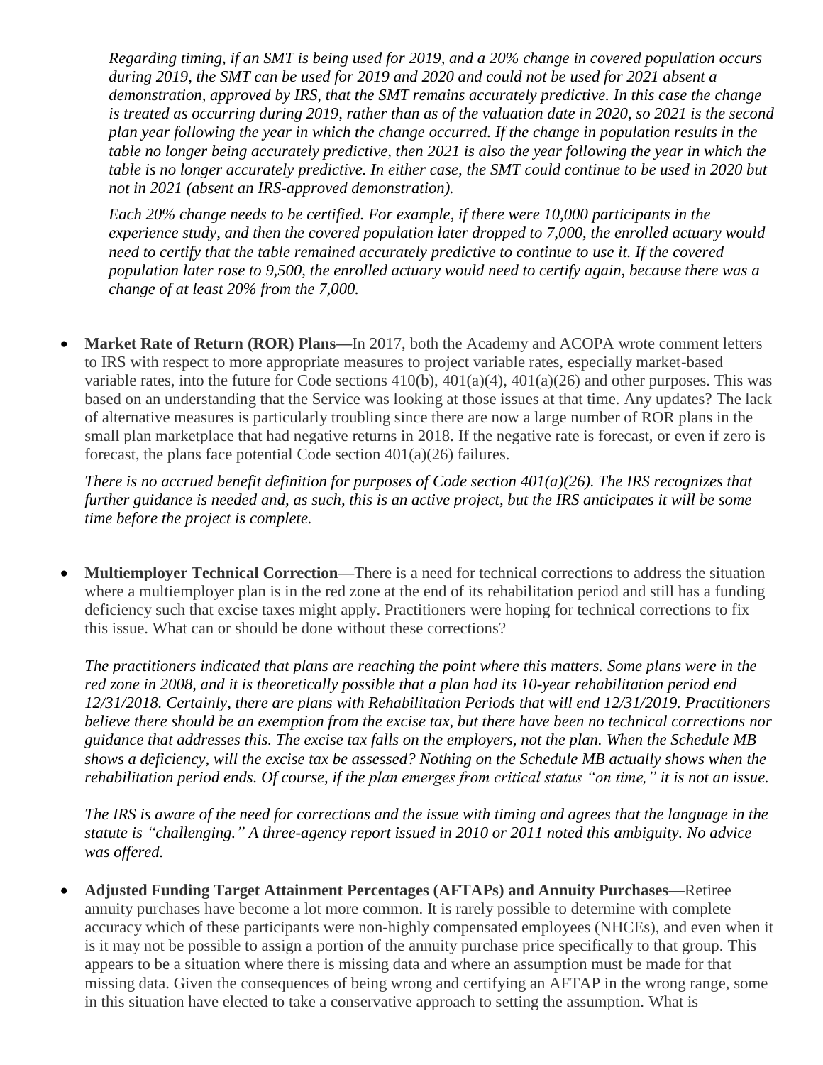*Regarding timing, if an SMT is being used for 2019, and a 20% change in covered population occurs during 2019, the SMT can be used for 2019 and 2020 and could not be used for 2021 absent a demonstration, approved by IRS, that the SMT remains accurately predictive. In this case the change is treated as occurring during 2019, rather than as of the valuation date in 2020, so 2021 is the second plan year following the year in which the change occurred. If the change in population results in the table no longer being accurately predictive, then 2021 is also the year following the year in which the table is no longer accurately predictive. In either case, the SMT could continue to be used in 2020 but not in 2021 (absent an IRS-approved demonstration).*

*Each 20% change needs to be certified. For example, if there were 10,000 participants in the experience study, and then the covered population later dropped to 7,000, the enrolled actuary would need to certify that the table remained accurately predictive to continue to use it. If the covered population later rose to 9,500, the enrolled actuary would need to certify again, because there was a change of at least 20% from the 7,000.*

- **Market Rate of Return (ROR) Plans—**In 2017, both the Academy and ACOPA wrote comment letters to IRS with respect to more appropriate measures to project variable rates, especially market-based variable rates, into the future for Code sections 410(b), 401(a)(4), 401(a)(26) and other purposes. This was based on an understanding that the Service was looking at those issues at that time. Any updates? The lack of alternative measures is particularly troubling since there are now a large number of ROR plans in the small plan marketplace that had negative returns in 2018. If the negative rate is forecast, or even if zero is forecast, the plans face potential Code section 401(a)(26) failures.

  *There is no accrued benefit definition for purposes of Code section 401(a)(26). The IRS recognizes that further guidance is needed and, as such, this is an active project, but the IRS anticipates it will be some time before the project is complete.*

- **Multiemployer Technical Correction—**There is a need for technical corrections to address the situation where a multiemployer plan is in the red zone at the end of its rehabilitation period and still has a funding deficiency such that excise taxes might apply. Practitioners were hoping for technical corrections to fix this issue. What can or should be done without these corrections?

  *The practitioners indicated that plans are reaching the point where this matters. Some plans were in the red zone in 2008, and it is theoretically possible that a plan had its 10-year rehabilitation period end 12/31/2018. Certainly, there are plans with Rehabilitation Periods that will end 12/31/2019. Practitioners believe there should be an exemption from the excise tax, but there have been no technical corrections nor guidance that addresses this. The excise tax falls on the employers, not the plan. When the Schedule MB shows a deficiency, will the excise tax be assessed? Nothing on the Schedule MB actually shows when the rehabilitation period ends. Of course, if the plan emerges from critical status "on time," it is not an issue.*

  *The IRS is aware of the need for corrections and the issue with timing and agrees that the language in the statute is "challenging." A three-agency report issued in 2010 or 2011 noted this ambiguity. No advice was offered.*

- **Adjusted Funding Target Attainment Percentages (AFTAPs) and Annuity Purchases—**Retiree annuity purchases have become a lot more common. It is rarely possible to determine with complete accuracy which of these participants were non-highly compensated employees (NHCEs), and even when it is it may not be possible to assign a portion of the annuity purchase price specifically to that group. This appears to be a situation where there is missing data and where an assumption must be made for that missing data. Given the consequences of being wrong and certifying an AFTAP in the wrong range, some in this situation have elected to take a conservative approach to setting the assumption. What is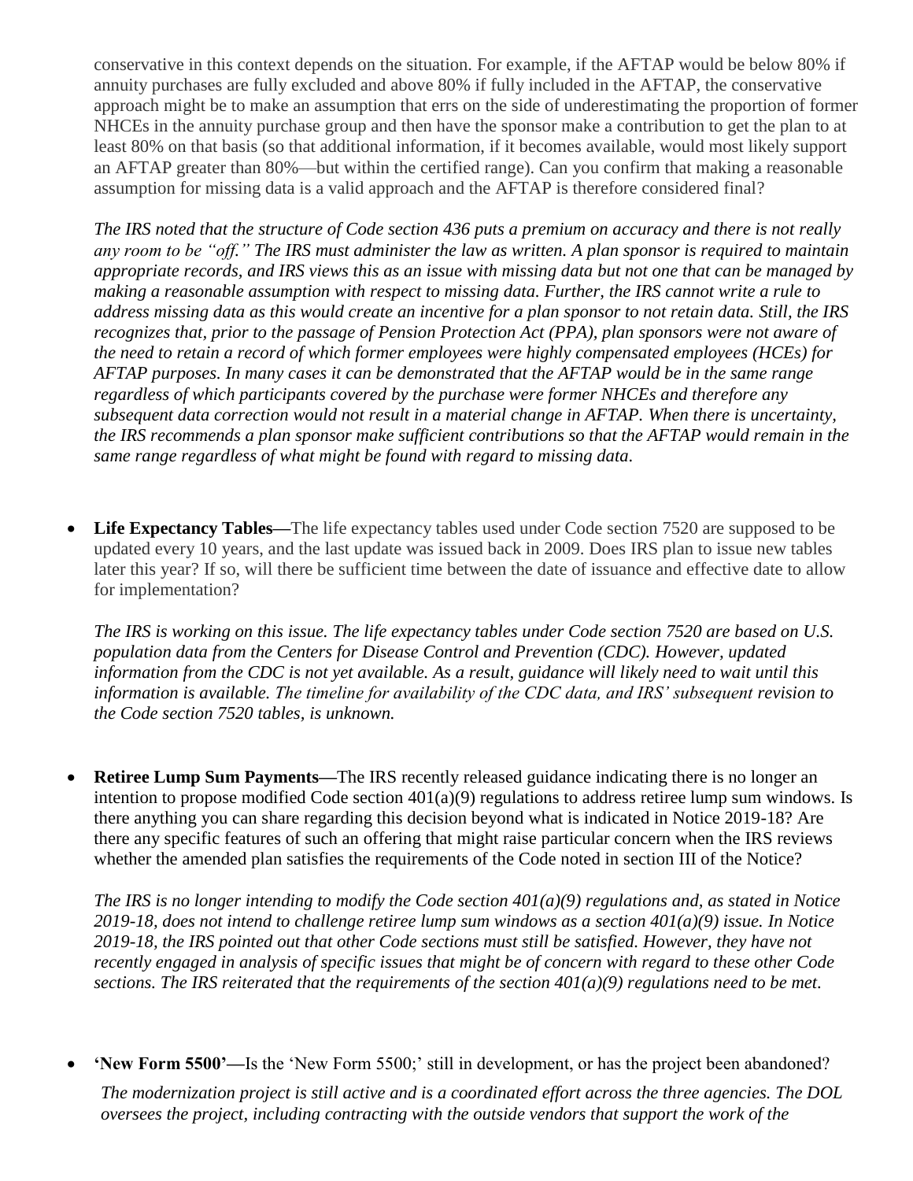conservative in this context depends on the situation. For example, if the AFTAP would be below 80% if annuity purchases are fully excluded and above 80% if fully included in the AFTAP, the conservative approach might be to make an assumption that errs on the side of underestimating the proportion of former NHCEs in the annuity purchase group and then have the sponsor make a contribution to get the plan to at least 80% on that basis (so that additional information, if it becomes available, would most likely support an AFTAP greater than 80%—but within the certified range). Can you confirm that making a reasonable assumption for missing data is a valid approach and the AFTAP is therefore considered final?

*The IRS noted that the structure of Code section 436 puts a premium on accuracy and there is not really any room to be "off." The IRS must administer the law as written. A plan sponsor is required to maintain appropriate records, and IRS views this as an issue with missing data but not one that can be managed by making a reasonable assumption with respect to missing data. Further, the IRS cannot write a rule to address missing data as this would create an incentive for a plan sponsor to not retain data. Still, the IRS recognizes that, prior to the passage of Pension Protection Act (PPA), plan sponsors were not aware of the need to retain a record of which former employees were highly compensated employees (HCEs) for AFTAP purposes. In many cases it can be demonstrated that the AFTAP would be in the same range regardless of which participants covered by the purchase were former NHCEs and therefore any subsequent data correction would not result in a material change in AFTAP. When there is uncertainty, the IRS recommends a plan sponsor make sufficient contributions so that the AFTAP would remain in the same range regardless of what might be found with regard to missing data.*

- **Life Expectancy Tables—**The life expectancy tables used under Code section 7520 are supposed to be updated every 10 years, and the last update was issued back in 2009. Does IRS plan to issue new tables later this year? If so, will there be sufficient time between the date of issuance and effective date to allow for implementation?

  *The IRS is working on this issue. The life expectancy tables under Code section 7520 are based on U.S. population data from the Centers for Disease Control and Prevention (CDC). However, updated information from the CDC is not yet available. As a result, guidance will likely need to wait until this information is available. The timeline for availability of the CDC data, and IRS' subsequent revision to the Code section 7520 tables, is unknown.*

- **Retiree Lump Sum Payments—**The IRS recently released guidance indicating there is no longer an intention to propose modified Code section 401(a)(9) regulations to address retiree lump sum windows. Is there anything you can share regarding this decision beyond what is indicated in Notice 2019-18? Are there any specific features of such an offering that might raise particular concern when the IRS reviews whether the amended plan satisfies the requirements of the Code noted in section III of the Notice?

  *The IRS is no longer intending to modify the Code section 401(a)(9) regulations and, as stated in Notice 2019-18, does not intend to challenge retiree lump sum windows as a section 401(a)(9) issue. In Notice 2019-18, the IRS pointed out that other Code sections must still be satisfied. However, they have not recently engaged in analysis of specific issues that might be of concern with regard to these other Code sections. The IRS reiterated that the requirements of the section 401(a)(9) regulations need to be met.*

- **'New Form 5500'—**Is the 'New Form 5500;' still in development, or has the project been abandoned?

  *The modernization project is still active and is a coordinated effort across the three agencies. The DOL oversees the project, including contracting with the outside vendors that support the work of the*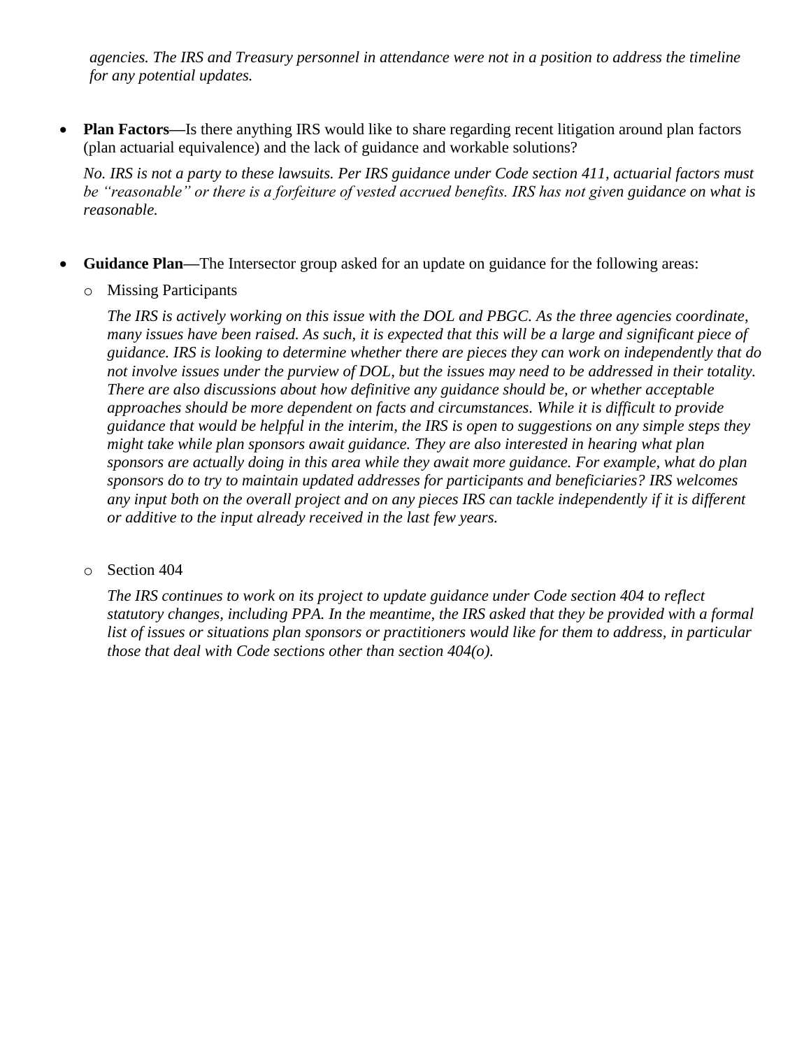*agencies. The IRS and Treasury personnel in attendance were not in a position to address the timeline for any potential updates.*

- **Plan Factors—**Is there anything IRS would like to share regarding recent litigation around plan factors (plan actuarial equivalence) and the lack of guidance and workable solutions?

  *No. IRS is not a party to these lawsuits. Per IRS guidance under Code section 411, actuarial factors must be "reasonable" or there is a forfeiture of vested accrued benefits. IRS has not given guidance on what is reasonable.*

- **Guidance Plan—**The Intersector group asked for an update on guidance for the following areas:

  - Missing Participants

    *The IRS is actively working on this issue with the DOL and PBGC. As the three agencies coordinate, many issues have been raised. As such, it is expected that this will be a large and significant piece of guidance. IRS is looking to determine whether there are pieces they can work on independently that do not involve issues under the purview of DOL, but the issues may need to be addressed in their totality. There are also discussions about how definitive any guidance should be, or whether acceptable approaches should be more dependent on facts and circumstances. While it is difficult to provide guidance that would be helpful in the interim, the IRS is open to suggestions on any simple steps they might take while plan sponsors await guidance. They are also interested in hearing what plan sponsors are actually doing in this area while they await more guidance. For example, what do plan sponsors do to try to maintain updated addresses for participants and beneficiaries? IRS welcomes any input both on the overall project and on any pieces IRS can tackle independently if it is different or additive to the input already received in the last few years.*

  - Section 404

    *The IRS continues to work on its project to update guidance under Code section 404 to reflect statutory changes, including PPA. In the meantime, the IRS asked that they be provided with a formal list of issues or situations plan sponsors or practitioners would like for them to address, in particular those that deal with Code sections other than section 404(o).*